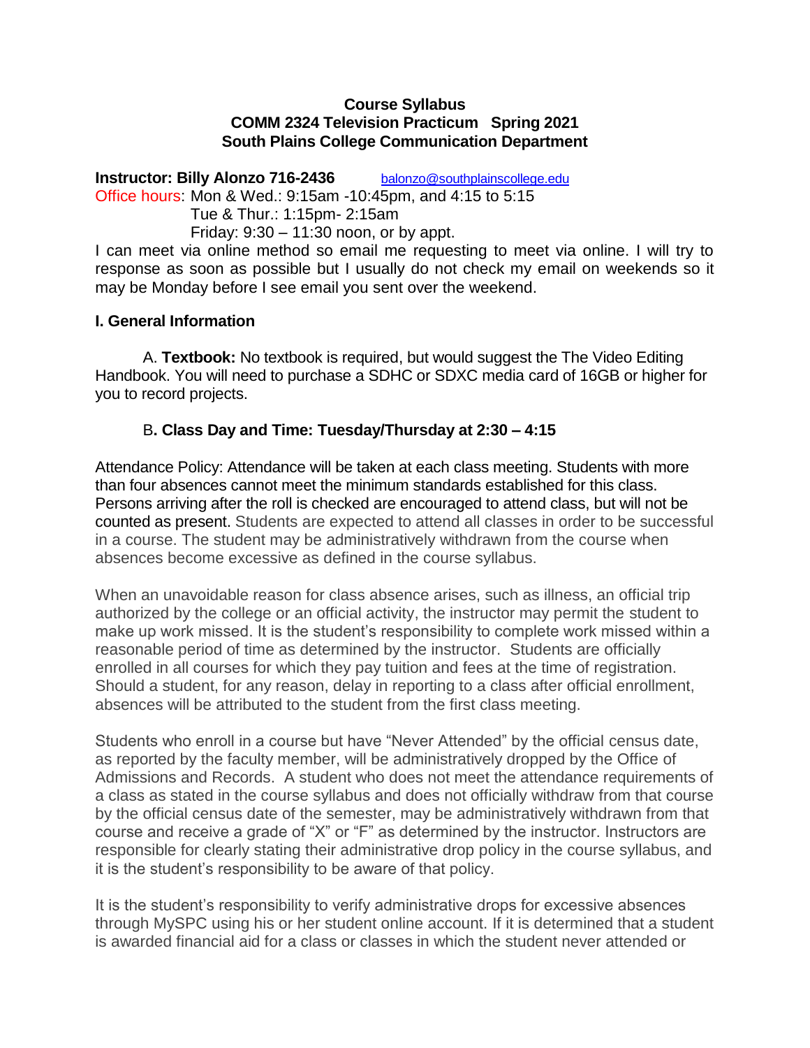**Course Syllabus**
**COMM 2324 Television Practicum Spring 2021**
**South Plains College Communication Department**

**Instructor: Billy Alonzo 716-2436** balonzo@southplainscollege.edu

Office hours: Mon & Wed.: 9:15am -10:45pm, and 4:15 to 5:15
Tue & Thur.: 1:15pm- 2:15am
Friday: 9:30 – 11:30 noon, or by appt.

I can meet via online method so email me requesting to meet via online. I will try to response as soon as possible but I usually do not check my email on weekends so it may be Monday before I see email you sent over the weekend.

## I. General Information

A. **Textbook:** No textbook is required, but would suggest the The Video Editing Handbook. You will need to purchase a SDHC or SDXC media card of 16GB or higher for you to record projects.

B**. Class Day and Time: Tuesday/Thursday at 2:30 – 4:15**

Attendance Policy: Attendance will be taken at each class meeting. Students with more than four absences cannot meet the minimum standards established for this class. Persons arriving after the roll is checked are encouraged to attend class, but will not be counted as present. Students are expected to attend all classes in order to be successful in a course. The student may be administratively withdrawn from the course when absences become excessive as defined in the course syllabus.

When an unavoidable reason for class absence arises, such as illness, an official trip authorized by the college or an official activity, the instructor may permit the student to make up work missed. It is the student's responsibility to complete work missed within a reasonable period of time as determined by the instructor. Students are officially enrolled in all courses for which they pay tuition and fees at the time of registration. Should a student, for any reason, delay in reporting to a class after official enrollment, absences will be attributed to the student from the first class meeting.

Students who enroll in a course but have "Never Attended" by the official census date, as reported by the faculty member, will be administratively dropped by the Office of Admissions and Records. A student who does not meet the attendance requirements of a class as stated in the course syllabus and does not officially withdraw from that course by the official census date of the semester, may be administratively withdrawn from that course and receive a grade of "X" or "F" as determined by the instructor. Instructors are responsible for clearly stating their administrative drop policy in the course syllabus, and it is the student's responsibility to be aware of that policy.

It is the student's responsibility to verify administrative drops for excessive absences through MySPC using his or her student online account. If it is determined that a student is awarded financial aid for a class or classes in which the student never attended or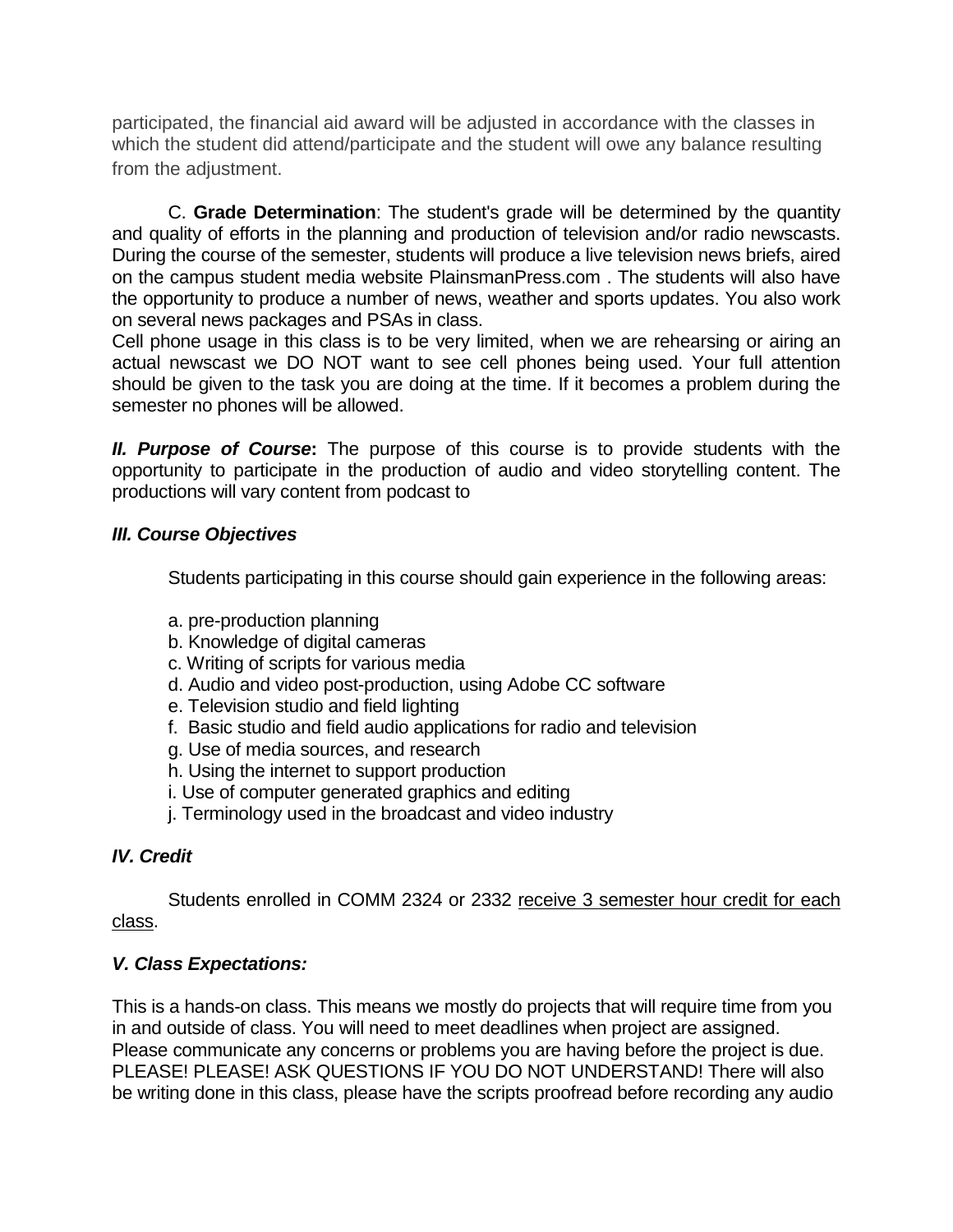participated, the financial aid award will be adjusted in accordance with the classes in which the student did attend/participate and the student will owe any balance resulting from the adjustment.

C. **Grade Determination**: The student's grade will be determined by the quantity and quality of efforts in the planning and production of television and/or radio newscasts. During the course of the semester, students will produce a live television news briefs, aired on the campus student media website PlainsmanPress.com . The students will also have the opportunity to produce a number of news, weather and sports updates. You also work on several news packages and PSAs in class.

Cell phone usage in this class is to be very limited, when we are rehearsing or airing an actual newscast we DO NOT want to see cell phones being used. Your full attention should be given to the task you are doing at the time. If it becomes a problem during the semester no phones will be allowed.

***II. Purpose of Course*:** The purpose of this course is to provide students with the opportunity to participate in the production of audio and video storytelling content. The productions will vary content from podcast to

### *III. Course Objectives*

Students participating in this course should gain experience in the following areas:

a. pre-production planning
b. Knowledge of digital cameras
c. Writing of scripts for various media
d. Audio and video post-production, using Adobe CC software
e. Television studio and field lighting
f. Basic studio and field audio applications for radio and television
g. Use of media sources, and research
h. Using the internet to support production
i. Use of computer generated graphics and editing
j. Terminology used in the broadcast and video industry

### *IV. Credit*

Students enrolled in COMM 2324 or 2332 receive 3 semester hour credit for each class.

### *V. Class Expectations:*

This is a hands-on class. This means we mostly do projects that will require time from you in and outside of class. You will need to meet deadlines when project are assigned. Please communicate any concerns or problems you are having before the project is due. PLEASE! PLEASE! ASK QUESTIONS IF YOU DO NOT UNDERSTAND! There will also be writing done in this class, please have the scripts proofread before recording any audio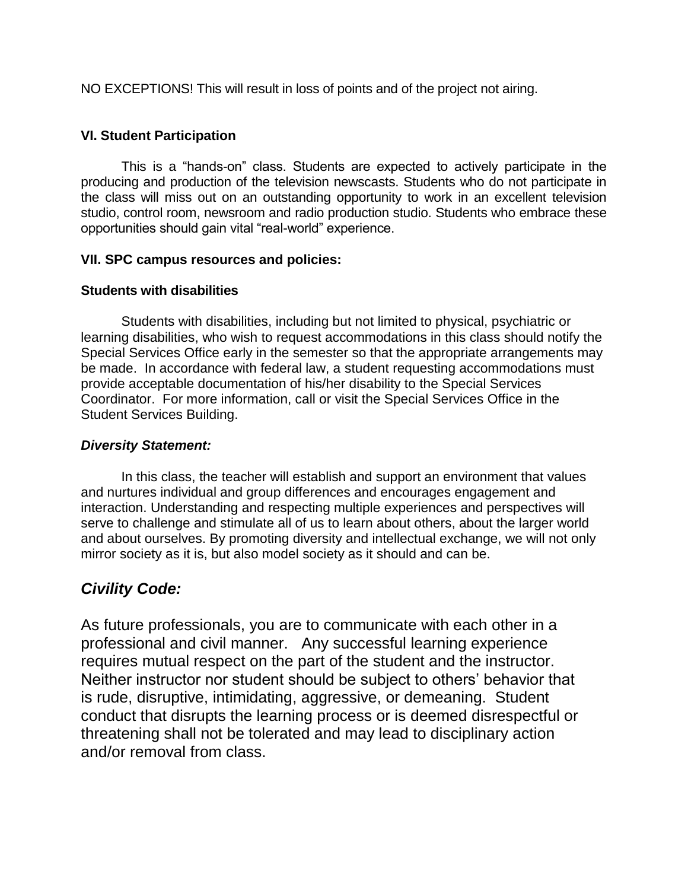NO EXCEPTIONS! This will result in loss of points and of the project not airing.

### VI. Student Participation

This is a "hands-on" class. Students are expected to actively participate in the producing and production of the television newscasts. Students who do not participate in the class will miss out on an outstanding opportunity to work in an excellent television studio, control room, newsroom and radio production studio. Students who embrace these opportunities should gain vital "real-world" experience.

### VII. SPC campus resources and policies:

#### Students with disabilities

Students with disabilities, including but not limited to physical, psychiatric or learning disabilities, who wish to request accommodations in this class should notify the Special Services Office early in the semester so that the appropriate arrangements may be made. In accordance with federal law, a student requesting accommodations must provide acceptable documentation of his/her disability to the Special Services Coordinator. For more information, call or visit the Special Services Office in the Student Services Building.

#### *Diversity Statement:*

In this class, the teacher will establish and support an environment that values and nurtures individual and group differences and encourages engagement and interaction. Understanding and respecting multiple experiences and perspectives will serve to challenge and stimulate all of us to learn about others, about the larger world and about ourselves. By promoting diversity and intellectual exchange, we will not only mirror society as it is, but also model society as it should and can be.

## *Civility Code:*

As future professionals, you are to communicate with each other in a professional and civil manner. Any successful learning experience requires mutual respect on the part of the student and the instructor. Neither instructor nor student should be subject to others' behavior that is rude, disruptive, intimidating, aggressive, or demeaning. Student conduct that disrupts the learning process or is deemed disrespectful or threatening shall not be tolerated and may lead to disciplinary action and/or removal from class.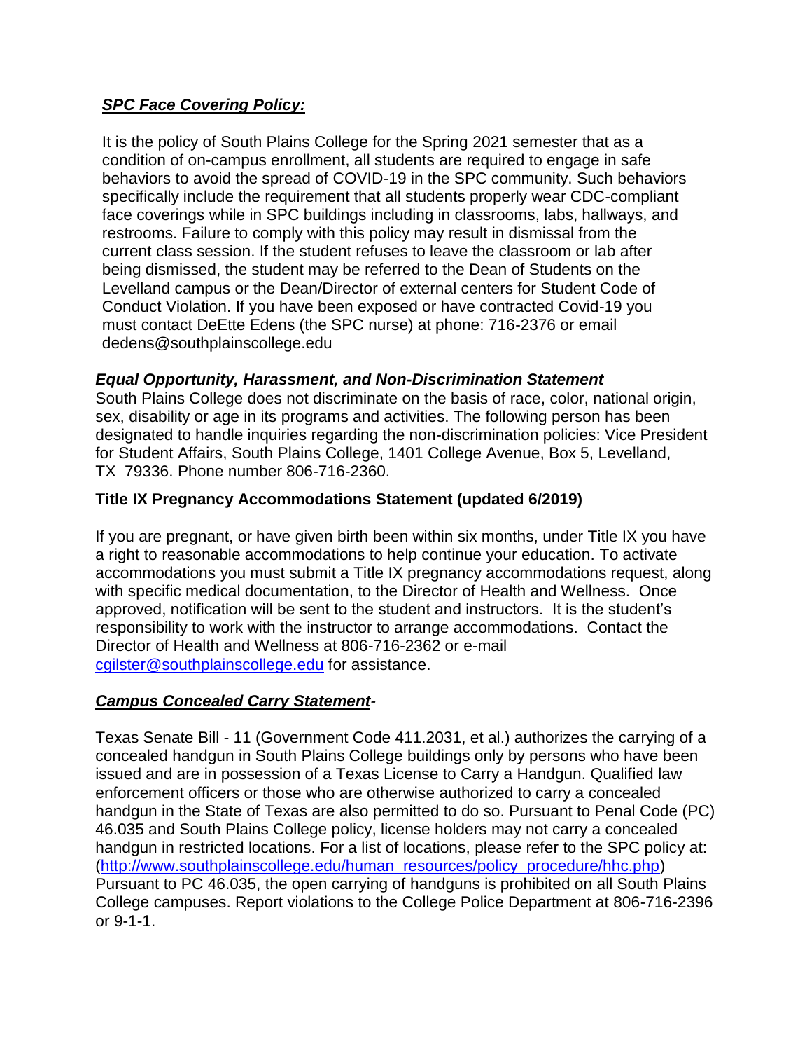***SPC Face Covering Policy:***

It is the policy of South Plains College for the Spring 2021 semester that as a condition of on-campus enrollment, all students are required to engage in safe behaviors to avoid the spread of COVID-19 in the SPC community. Such behaviors specifically include the requirement that all students properly wear CDC-compliant face coverings while in SPC buildings including in classrooms, labs, hallways, and restrooms. Failure to comply with this policy may result in dismissal from the current class session. If the student refuses to leave the classroom or lab after being dismissed, the student may be referred to the Dean of Students on the Levelland campus or the Dean/Director of external centers for Student Code of Conduct Violation. If you have been exposed or have contracted Covid-19 you must contact DeEtte Edens (the SPC nurse) at phone: 716-2376 or email dedens@southplainscollege.edu

***Equal Opportunity, Harassment, and Non-Discrimination Statement***

South Plains College does not discriminate on the basis of race, color, national origin, sex, disability or age in its programs and activities. The following person has been designated to handle inquiries regarding the non-discrimination policies: Vice President for Student Affairs, South Plains College, 1401 College Avenue, Box 5, Levelland, TX 79336. Phone number 806-716-2360.

**Title IX Pregnancy Accommodations Statement (updated 6/2019)**

If you are pregnant, or have given birth been within six months, under Title IX you have a right to reasonable accommodations to help continue your education. To activate accommodations you must submit a Title IX pregnancy accommodations request, along with specific medical documentation, to the Director of Health and Wellness. Once approved, notification will be sent to the student and instructors. It is the student's responsibility to work with the instructor to arrange accommodations. Contact the Director of Health and Wellness at 806-716-2362 or e-mail cgilster@southplainscollege.edu for assistance.

***Campus Concealed Carry Statement***-

Texas Senate Bill - 11 (Government Code 411.2031, et al.) authorizes the carrying of a concealed handgun in South Plains College buildings only by persons who have been issued and are in possession of a Texas License to Carry a Handgun. Qualified law enforcement officers or those who are otherwise authorized to carry a concealed handgun in the State of Texas are also permitted to do so. Pursuant to Penal Code (PC) 46.035 and South Plains College policy, license holders may not carry a concealed handgun in restricted locations. For a list of locations, please refer to the SPC policy at: (http://www.southplainscollege.edu/human_resources/policy_procedure/hhc.php) Pursuant to PC 46.035, the open carrying of handguns is prohibited on all South Plains College campuses. Report violations to the College Police Department at 806-716-2396 or 9-1-1.